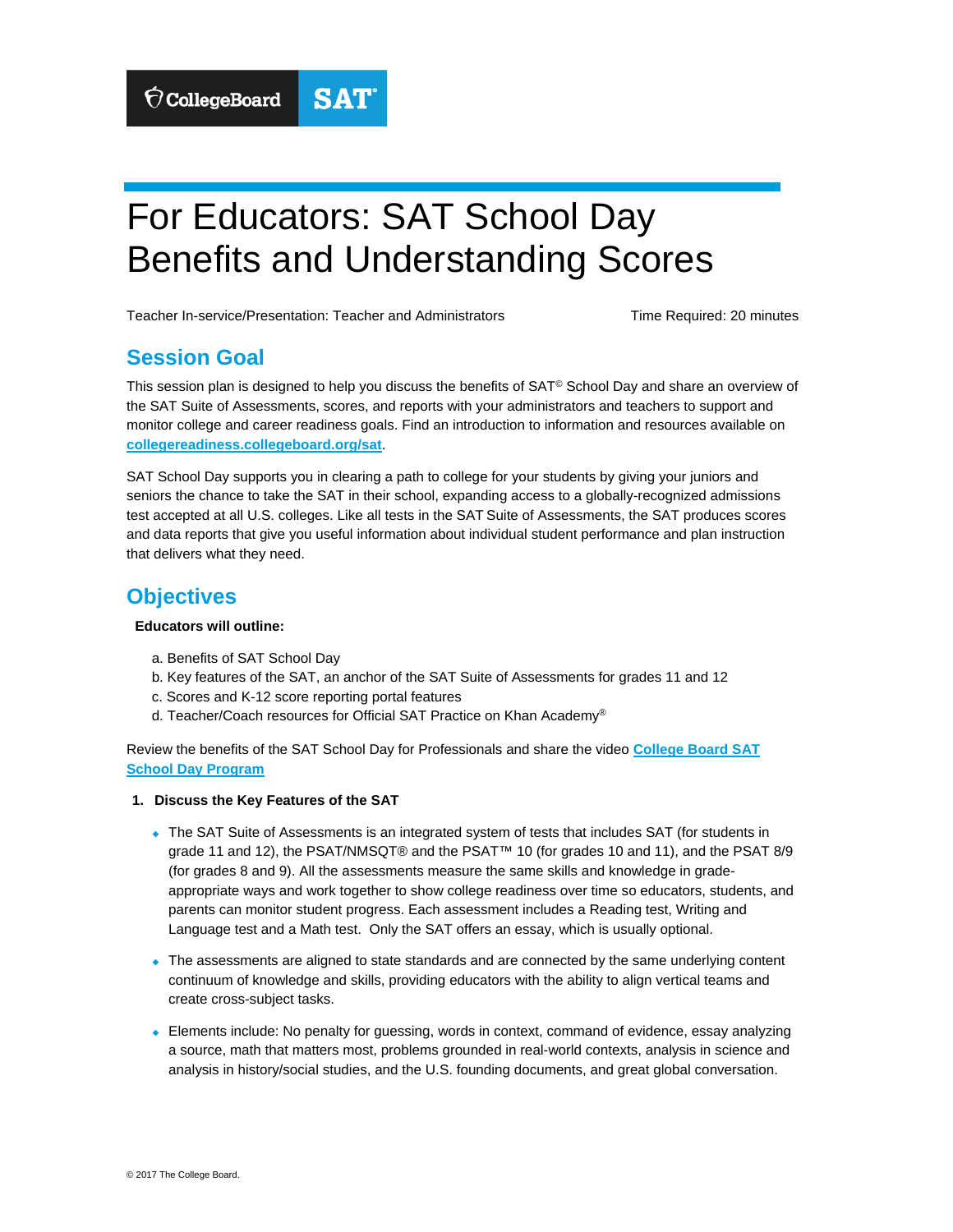# For Educators: SAT School Day Benefits and Understanding Scores

Teacher In-service/Presentation: Teacher and Administrators

Time Required: 20 minutes

## Session Goal

This session plan is designed to help you discuss the benefits of SAT© School Day and share an overview of the SAT Suite of Assessments, scores, and reports with your administrators and teachers to support and monitor college and career readiness goals. Find an introduction to information and resources available on **collegereadiness.collegeboard.org/sat**.

SAT School Day supports you in clearing a path to college for your students by giving your juniors and seniors the chance to take the SAT in their school, expanding access to a globally-recognized admissions test accepted at all U.S. colleges. Like all tests in the SAT Suite of Assessments, the SAT produces scores and data reports that give you useful information about individual student performance and plan instruction that delivers what they need.

## Objectives

**Educators will outline:**

a. Benefits of SAT School Day
b. Key features of the SAT, an anchor of the SAT Suite of Assessments for grades 11 and 12
c. Scores and K-12 score reporting portal features
d. Teacher/Coach resources for Official SAT Practice on Khan Academy®

Review the benefits of the SAT School Day for Professionals and share the video **College Board SAT School Day Program**

1. **Discuss the Key Features of the SAT**

- The SAT Suite of Assessments is an integrated system of tests that includes SAT (for students in grade 11 and 12), the PSAT/NMSQT® and the PSAT™ 10 (for grades 10 and 11), and the PSAT 8/9 (for grades 8 and 9). All the assessments measure the same skills and knowledge in grade-appropriate ways and work together to show college readiness over time so educators, students, and parents can monitor student progress. Each assessment includes a Reading test, Writing and Language test and a Math test. Only the SAT offers an essay, which is usually optional.

- The assessments are aligned to state standards and are connected by the same underlying content continuum of knowledge and skills, providing educators with the ability to align vertical teams and create cross-subject tasks.

- Elements include: No penalty for guessing, words in context, command of evidence, essay analyzing a source, math that matters most, problems grounded in real-world contexts, analysis in science and analysis in history/social studies, and the U.S. founding documents, and great global conversation.

© 2017 The College Board.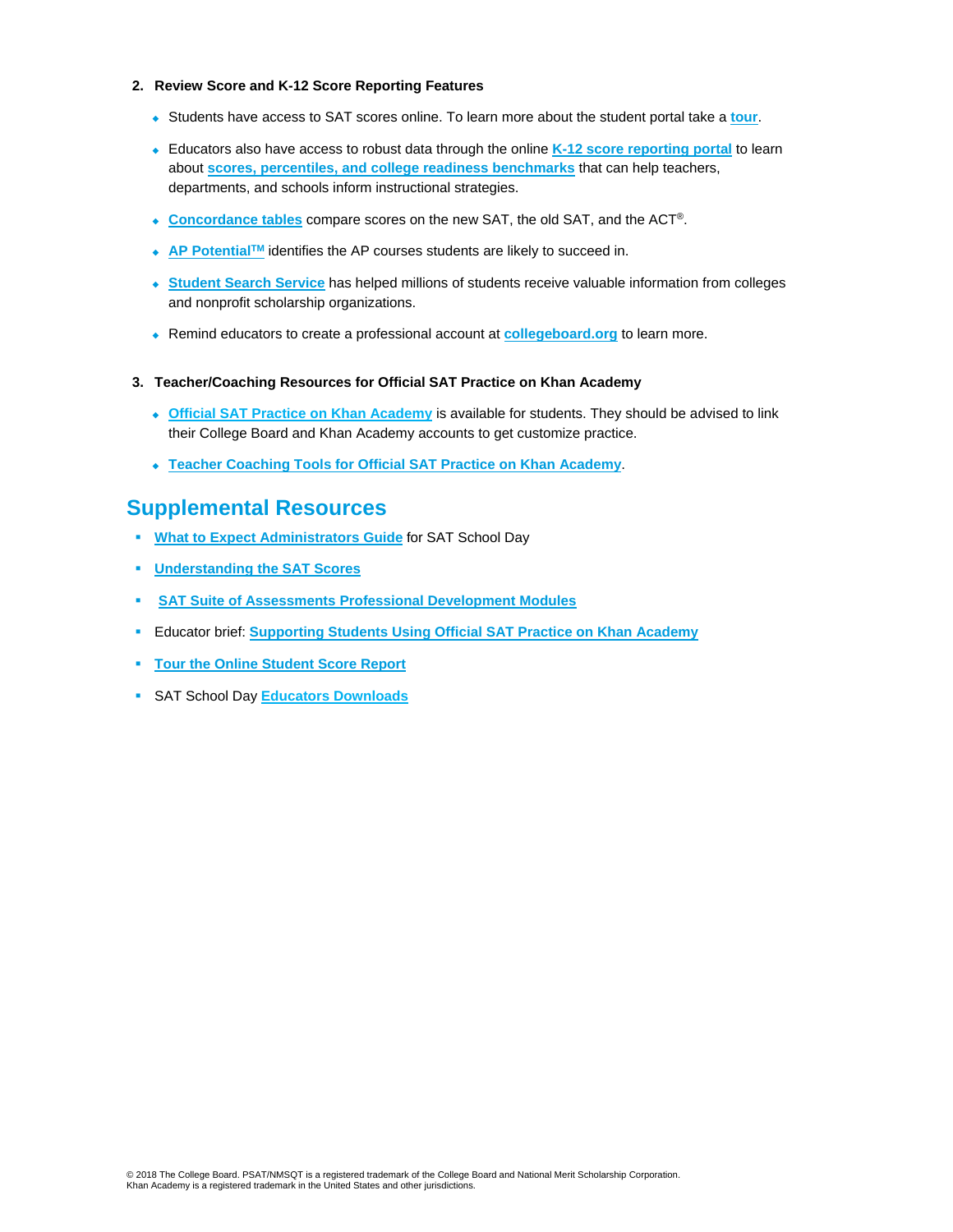2. **Review Score and K-12 Score Reporting Features**
   - Students have access to SAT scores online. To learn more about the student portal take a **tour**.
   - Educators also have access to robust data through the online **K-12 score reporting portal** to learn about **scores, percentiles, and college readiness benchmarks** that can help teachers, departments, and schools inform instructional strategies.
   - **Concordance tables** compare scores on the new SAT, the old SAT, and the ACT®.
   - **AP Potential™** identifies the AP courses students are likely to succeed in.
   - **Student Search Service** has helped millions of students receive valuable information from colleges and nonprofit scholarship organizations.
   - Remind educators to create a professional account at **collegeboard.org** to learn more.

3. **Teacher/Coaching Resources for Official SAT Practice on Khan Academy**
   - **Official SAT Practice on Khan Academy** is available for students. They should be advised to link their College Board and Khan Academy accounts to get customize practice.
   - **Teacher Coaching Tools for Official SAT Practice on Khan Academy**.

## Supplemental Resources

- **What to Expect Administrators Guide** for SAT School Day
- **Understanding the SAT Scores**
- **SAT Suite of Assessments Professional Development Modules**
- Educator brief: **Supporting Students Using Official SAT Practice on Khan Academy**
- **Tour the Online Student Score Report**
- SAT School Day **Educators Downloads**

© 2018 The College Board. PSAT/NMSQT is a registered trademark of the College Board and National Merit Scholarship Corporation. Khan Academy is a registered trademark in the United States and other jurisdictions.